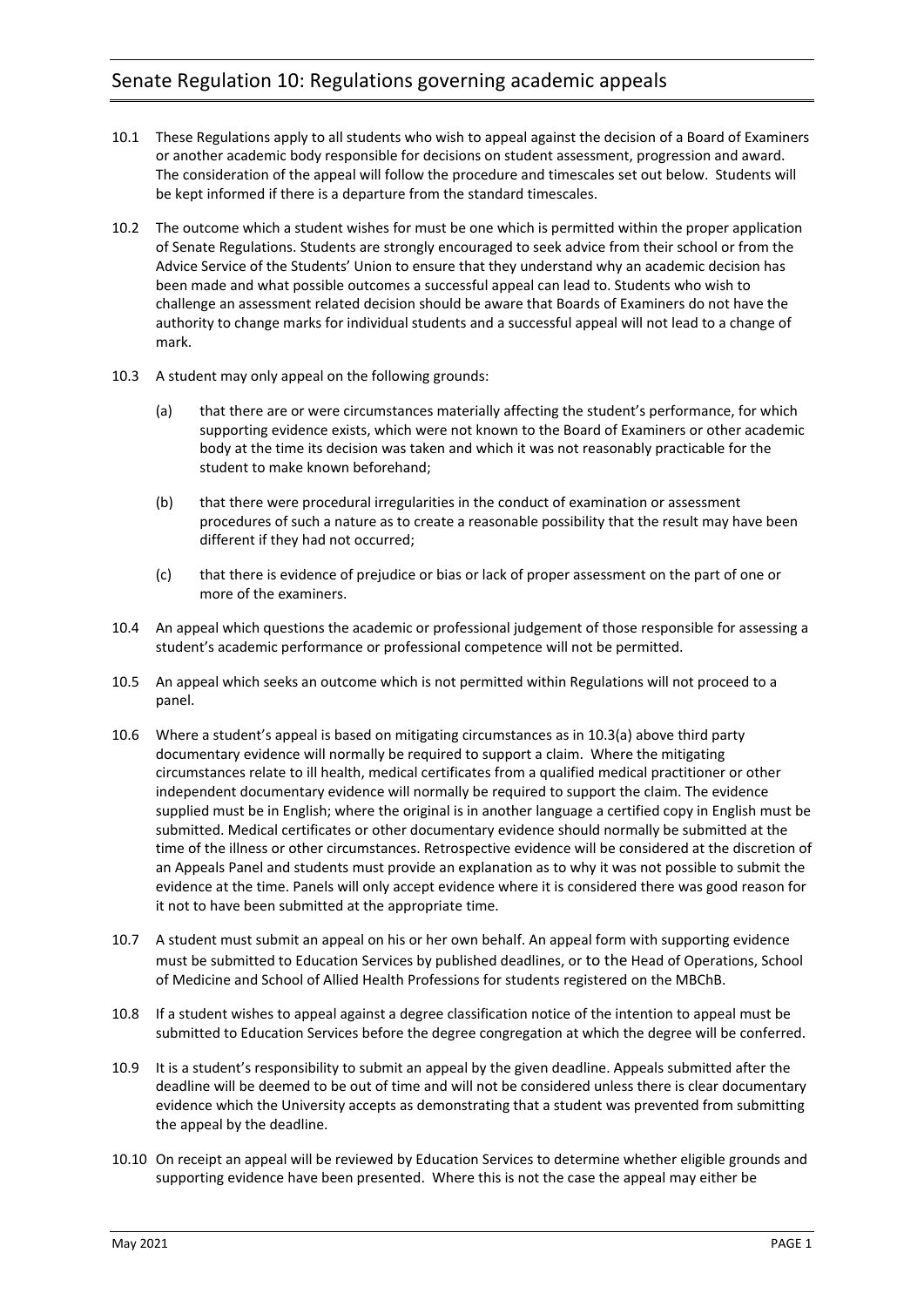# Senate Regulation 10: Regulations governing academic appeals

10.1 These Regulations apply to all students who wish to appeal against the decision of a Board of Examiners or another academic body responsible for decisions on student assessment, progression and award. The consideration of the appeal will follow the procedure and timescales set out below. Students will be kept informed if there is a departure from the standard timescales.

10.2 The outcome which a student wishes for must be one which is permitted within the proper application of Senate Regulations. Students are strongly encouraged to seek advice from their school or from the Advice Service of the Students' Union to ensure that they understand why an academic decision has been made and what possible outcomes a successful appeal can lead to. Students who wish to challenge an assessment related decision should be aware that Boards of Examiners do not have the authority to change marks for individual students and a successful appeal will not lead to a change of mark.

10.3 A student may only appeal on the following grounds:

(a) that there are or were circumstances materially affecting the student's performance, for which supporting evidence exists, which were not known to the Board of Examiners or other academic body at the time its decision was taken and which it was not reasonably practicable for the student to make known beforehand;

(b) that there were procedural irregularities in the conduct of examination or assessment procedures of such a nature as to create a reasonable possibility that the result may have been different if they had not occurred;

(c) that there is evidence of prejudice or bias or lack of proper assessment on the part of one or more of the examiners.

10.4 An appeal which questions the academic or professional judgement of those responsible for assessing a student's academic performance or professional competence will not be permitted.

10.5 An appeal which seeks an outcome which is not permitted within Regulations will not proceed to a panel.

10.6 Where a student's appeal is based on mitigating circumstances as in 10.3(a) above third party documentary evidence will normally be required to support a claim. Where the mitigating circumstances relate to ill health, medical certificates from a qualified medical practitioner or other independent documentary evidence will normally be required to support the claim. The evidence supplied must be in English; where the original is in another language a certified copy in English must be submitted. Medical certificates or other documentary evidence should normally be submitted at the time of the illness or other circumstances. Retrospective evidence will be considered at the discretion of an Appeals Panel and students must provide an explanation as to why it was not possible to submit the evidence at the time. Panels will only accept evidence where it is considered there was good reason for it not to have been submitted at the appropriate time.

10.7 A student must submit an appeal on his or her own behalf. An appeal form with supporting evidence must be submitted to Education Services by published deadlines, or to the Head of Operations, School of Medicine and School of Allied Health Professions for students registered on the MBChB.

10.8 If a student wishes to appeal against a degree classification notice of the intention to appeal must be submitted to Education Services before the degree congregation at which the degree will be conferred.

10.9 It is a student's responsibility to submit an appeal by the given deadline. Appeals submitted after the deadline will be deemed to be out of time and will not be considered unless there is clear documentary evidence which the University accepts as demonstrating that a student was prevented from submitting the appeal by the deadline.

10.10 On receipt an appeal will be reviewed by Education Services to determine whether eligible grounds and supporting evidence have been presented. Where this is not the case the appeal may either be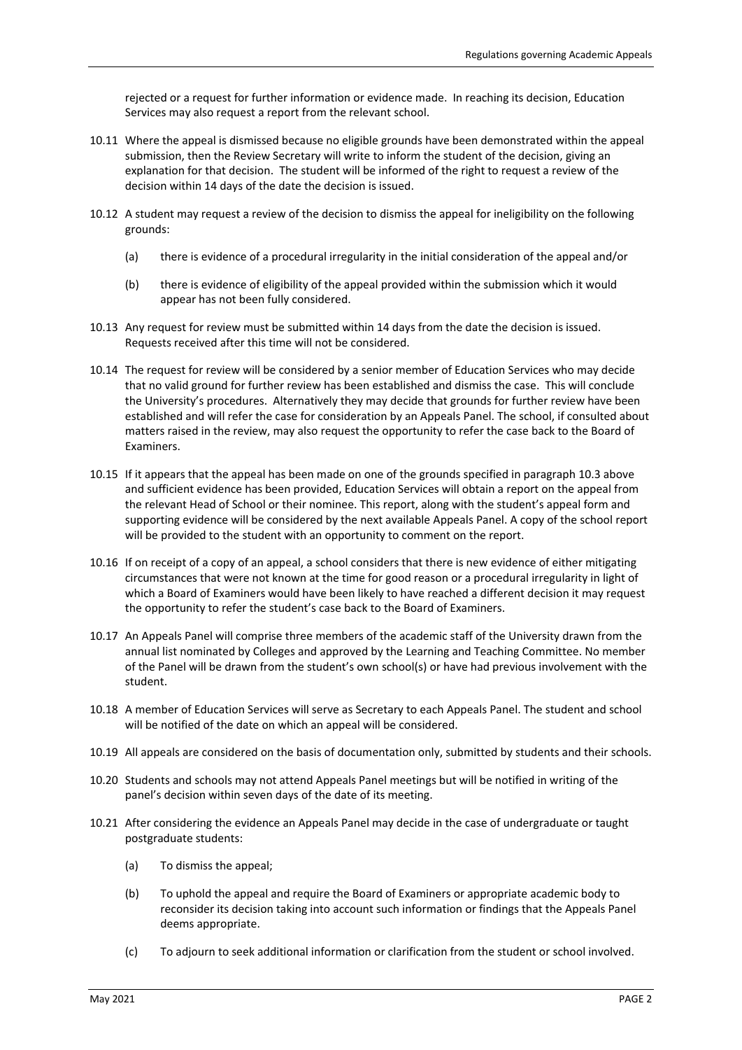rejected or a request for further information or evidence made. In reaching its decision, Education Services may also request a report from the relevant school.

10.11 Where the appeal is dismissed because no eligible grounds have been demonstrated within the appeal submission, then the Review Secretary will write to inform the student of the decision, giving an explanation for that decision. The student will be informed of the right to request a review of the decision within 14 days of the date the decision is issued.

10.12 A student may request a review of the decision to dismiss the appeal for ineligibility on the following grounds:

(a) there is evidence of a procedural irregularity in the initial consideration of the appeal and/or

(b) there is evidence of eligibility of the appeal provided within the submission which it would appear has not been fully considered.

10.13 Any request for review must be submitted within 14 days from the date the decision is issued. Requests received after this time will not be considered.

10.14 The request for review will be considered by a senior member of Education Services who may decide that no valid ground for further review has been established and dismiss the case. This will conclude the University's procedures. Alternatively they may decide that grounds for further review have been established and will refer the case for consideration by an Appeals Panel. The school, if consulted about matters raised in the review, may also request the opportunity to refer the case back to the Board of Examiners.

10.15 If it appears that the appeal has been made on one of the grounds specified in paragraph 10.3 above and sufficient evidence has been provided, Education Services will obtain a report on the appeal from the relevant Head of School or their nominee. This report, along with the student's appeal form and supporting evidence will be considered by the next available Appeals Panel. A copy of the school report will be provided to the student with an opportunity to comment on the report.

10.16 If on receipt of a copy of an appeal, a school considers that there is new evidence of either mitigating circumstances that were not known at the time for good reason or a procedural irregularity in light of which a Board of Examiners would have been likely to have reached a different decision it may request the opportunity to refer the student's case back to the Board of Examiners.

10.17 An Appeals Panel will comprise three members of the academic staff of the University drawn from the annual list nominated by Colleges and approved by the Learning and Teaching Committee. No member of the Panel will be drawn from the student's own school(s) or have had previous involvement with the student.

10.18 A member of Education Services will serve as Secretary to each Appeals Panel. The student and school will be notified of the date on which an appeal will be considered.

10.19 All appeals are considered on the basis of documentation only, submitted by students and their schools.

10.20 Students and schools may not attend Appeals Panel meetings but will be notified in writing of the panel's decision within seven days of the date of its meeting.

10.21 After considering the evidence an Appeals Panel may decide in the case of undergraduate or taught postgraduate students:

(a) To dismiss the appeal;

(b) To uphold the appeal and require the Board of Examiners or appropriate academic body to reconsider its decision taking into account such information or findings that the Appeals Panel deems appropriate.

(c) To adjourn to seek additional information or clarification from the student or school involved.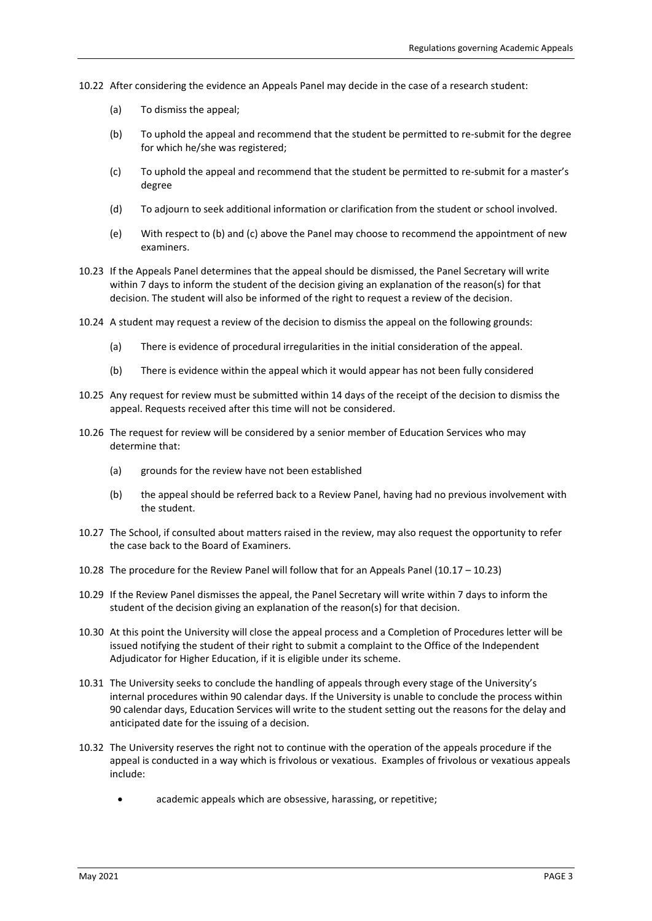10.22 After considering the evidence an Appeals Panel may decide in the case of a research student:

- (a) To dismiss the appeal;
- (b) To uphold the appeal and recommend that the student be permitted to re-submit for the degree for which he/she was registered;
- (c) To uphold the appeal and recommend that the student be permitted to re-submit for a master's degree
- (d) To adjourn to seek additional information or clarification from the student or school involved.
- (e) With respect to (b) and (c) above the Panel may choose to recommend the appointment of new examiners.

10.23 If the Appeals Panel determines that the appeal should be dismissed, the Panel Secretary will write within 7 days to inform the student of the decision giving an explanation of the reason(s) for that decision. The student will also be informed of the right to request a review of the decision.

10.24 A student may request a review of the decision to dismiss the appeal on the following grounds:

- (a) There is evidence of procedural irregularities in the initial consideration of the appeal.
- (b) There is evidence within the appeal which it would appear has not been fully considered

10.25 Any request for review must be submitted within 14 days of the receipt of the decision to dismiss the appeal. Requests received after this time will not be considered.

10.26 The request for review will be considered by a senior member of Education Services who may determine that:

- (a) grounds for the review have not been established
- (b) the appeal should be referred back to a Review Panel, having had no previous involvement with the student.

10.27 The School, if consulted about matters raised in the review, may also request the opportunity to refer the case back to the Board of Examiners.

10.28 The procedure for the Review Panel will follow that for an Appeals Panel (10.17 – 10.23)

10.29 If the Review Panel dismisses the appeal, the Panel Secretary will write within 7 days to inform the student of the decision giving an explanation of the reason(s) for that decision.

10.30 At this point the University will close the appeal process and a Completion of Procedures letter will be issued notifying the student of their right to submit a complaint to the Office of the Independent Adjudicator for Higher Education, if it is eligible under its scheme.

10.31 The University seeks to conclude the handling of appeals through every stage of the University's internal procedures within 90 calendar days. If the University is unable to conclude the process within 90 calendar days, Education Services will write to the student setting out the reasons for the delay and anticipated date for the issuing of a decision.

10.32 The University reserves the right not to continue with the operation of the appeals procedure if the appeal is conducted in a way which is frivolous or vexatious. Examples of frivolous or vexatious appeals include:

- academic appeals which are obsessive, harassing, or repetitive;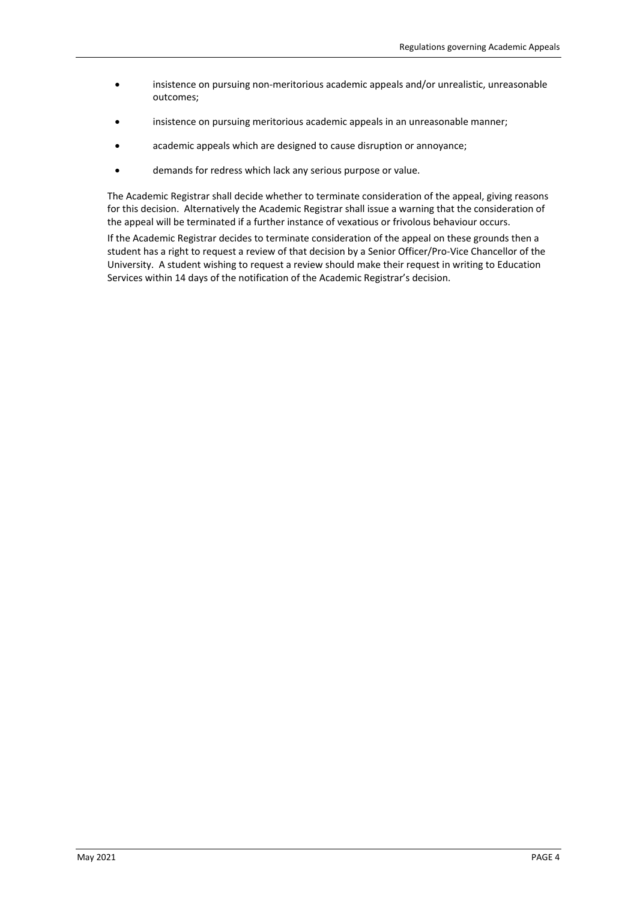- insistence on pursuing non-meritorious academic appeals and/or unrealistic, unreasonable outcomes;
- insistence on pursuing meritorious academic appeals in an unreasonable manner;
- academic appeals which are designed to cause disruption or annoyance;
- demands for redress which lack any serious purpose or value.

The Academic Registrar shall decide whether to terminate consideration of the appeal, giving reasons for this decision. Alternatively the Academic Registrar shall issue a warning that the consideration of the appeal will be terminated if a further instance of vexatious or frivolous behaviour occurs.

If the Academic Registrar decides to terminate consideration of the appeal on these grounds then a student has a right to request a review of that decision by a Senior Officer/Pro-Vice Chancellor of the University. A student wishing to request a review should make their request in writing to Education Services within 14 days of the notification of the Academic Registrar's decision.